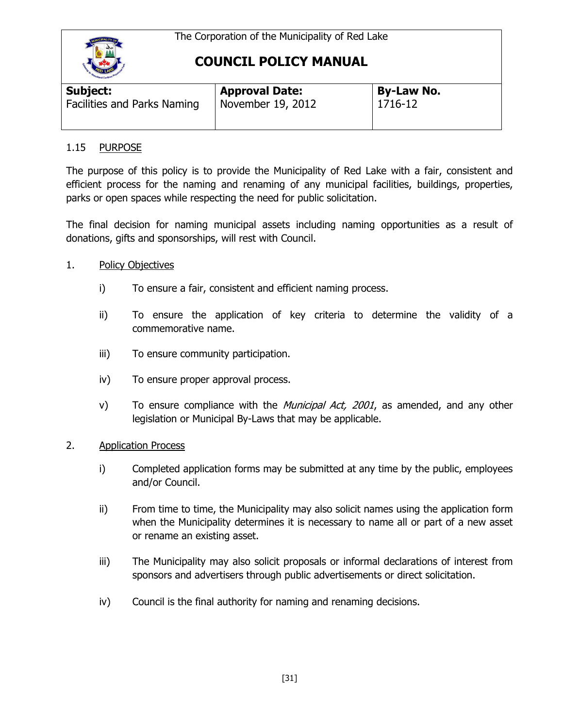The Corporation of the Municipality of Red Lake

# COUNCIL POLICY MANUAL

| **Subject:** | **Approval Date:** | **By-Law No.** |
| --- | --- | --- |
| Facilities and Parks Naming | November 19, 2012 | 1716-12 |

## 1.15 PURPOSE

The purpose of this policy is to provide the Municipality of Red Lake with a fair, consistent and efficient process for the naming and renaming of any municipal facilities, buildings, properties, parks or open spaces while respecting the need for public solicitation.

The final decision for naming municipal assets including naming opportunities as a result of donations, gifts and sponsorships, will rest with Council.

1. Policy Objectives

   i) To ensure a fair, consistent and efficient naming process.

   ii) To ensure the application of key criteria to determine the validity of a commemorative name.

   iii) To ensure community participation.

   iv) To ensure proper approval process.

   v) To ensure compliance with the *Municipal Act, 2001*, as amended, and any other legislation or Municipal By-Laws that may be applicable.

2. Application Process

   i) Completed application forms may be submitted at any time by the public, employees and/or Council.

   ii) From time to time, the Municipality may also solicit names using the application form when the Municipality determines it is necessary to name all or part of a new asset or rename an existing asset.

   iii) The Municipality may also solicit proposals or informal declarations of interest from sponsors and advertisers through public advertisements or direct solicitation.

   iv) Council is the final authority for naming and renaming decisions.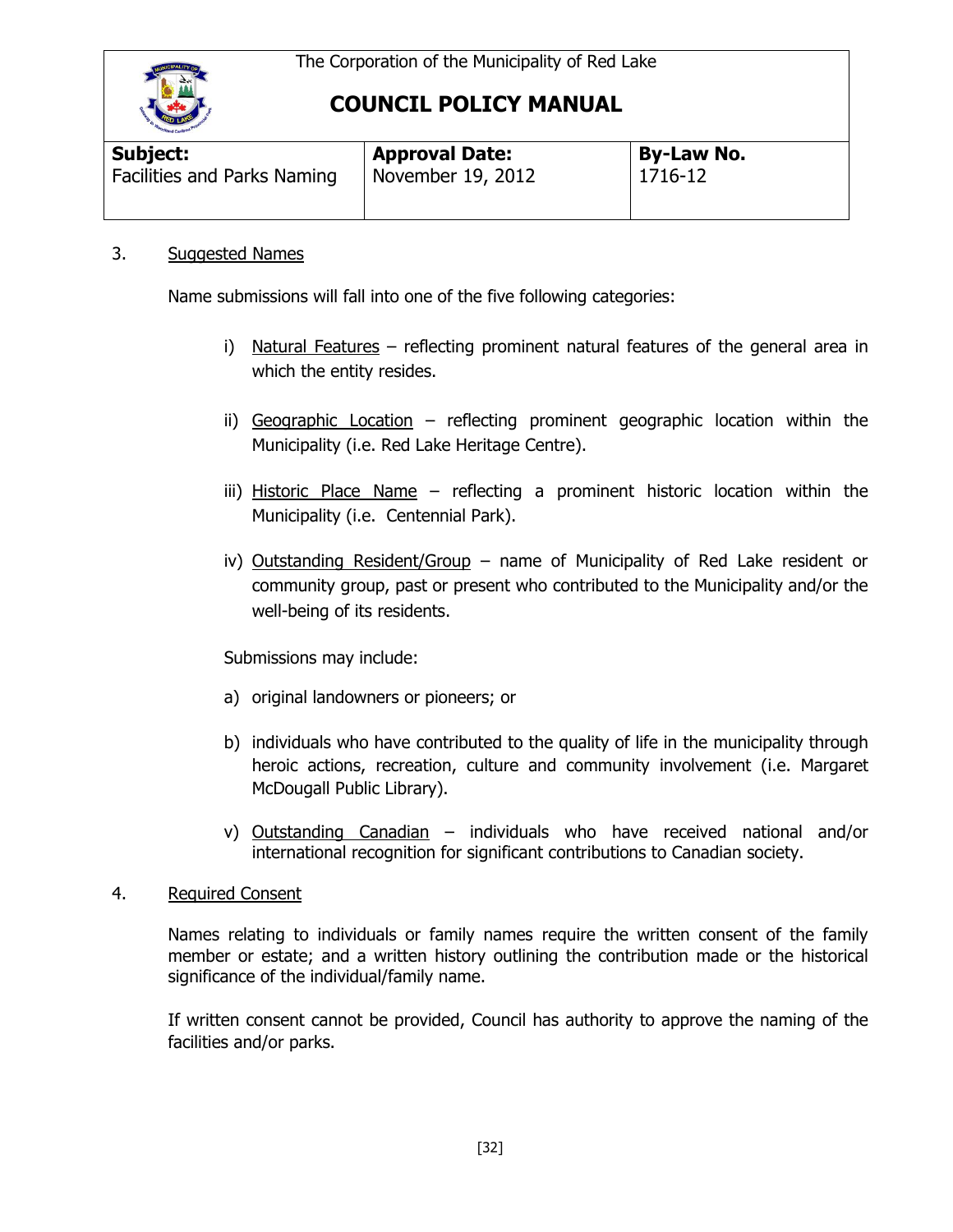3. Suggested Names

Name submissions will fall into one of the five following categories:

i) Natural Features – reflecting prominent natural features of the general area in which the entity resides.

ii) Geographic Location – reflecting prominent geographic location within the Municipality (i.e. Red Lake Heritage Centre).

iii) Historic Place Name – reflecting a prominent historic location within the Municipality (i.e. Centennial Park).

iv) Outstanding Resident/Group – name of Municipality of Red Lake resident or community group, past or present who contributed to the Municipality and/or the well-being of its residents.

Submissions may include:

a) original landowners or pioneers; or

b) individuals who have contributed to the quality of life in the municipality through heroic actions, recreation, culture and community involvement (i.e. Margaret McDougall Public Library).

v) Outstanding Canadian – individuals who have received national and/or international recognition for significant contributions to Canadian society.

4. Required Consent

Names relating to individuals or family names require the written consent of the family member or estate; and a written history outlining the contribution made or the historical significance of the individual/family name.

If written consent cannot be provided, Council has authority to approve the naming of the facilities and/or parks.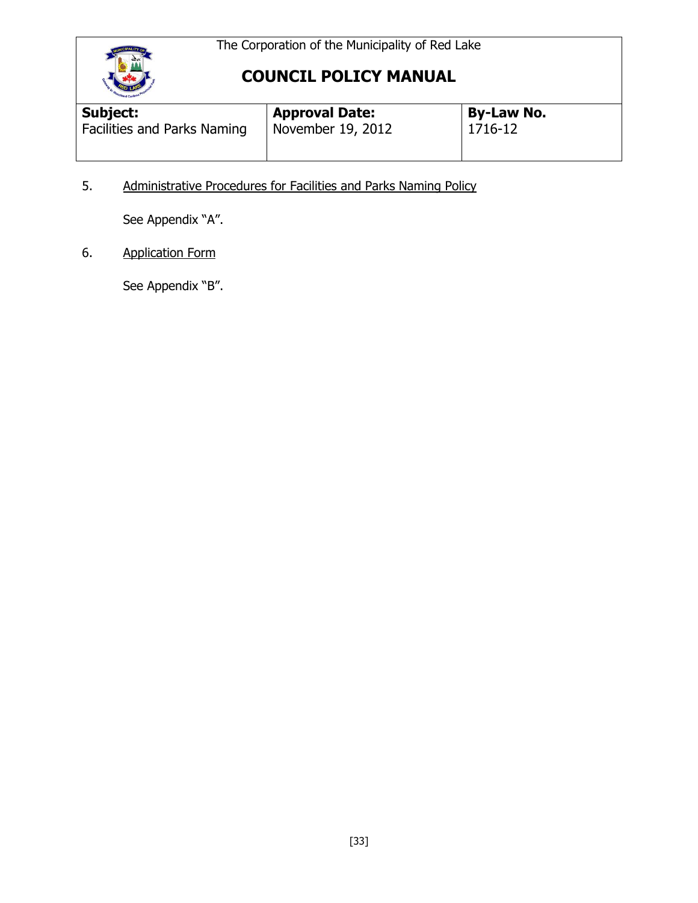The Corporation of the Municipality of Red Lake

# COUNCIL POLICY MANUAL

| **Subject:** Facilities and Parks Naming | **Approval Date:** November 19, 2012 | **By-Law No.** 1716-12 |
|---|---|---|

5. Administrative Procedures for Facilities and Parks Naming Policy

   See Appendix "A".

6. Application Form

   See Appendix "B".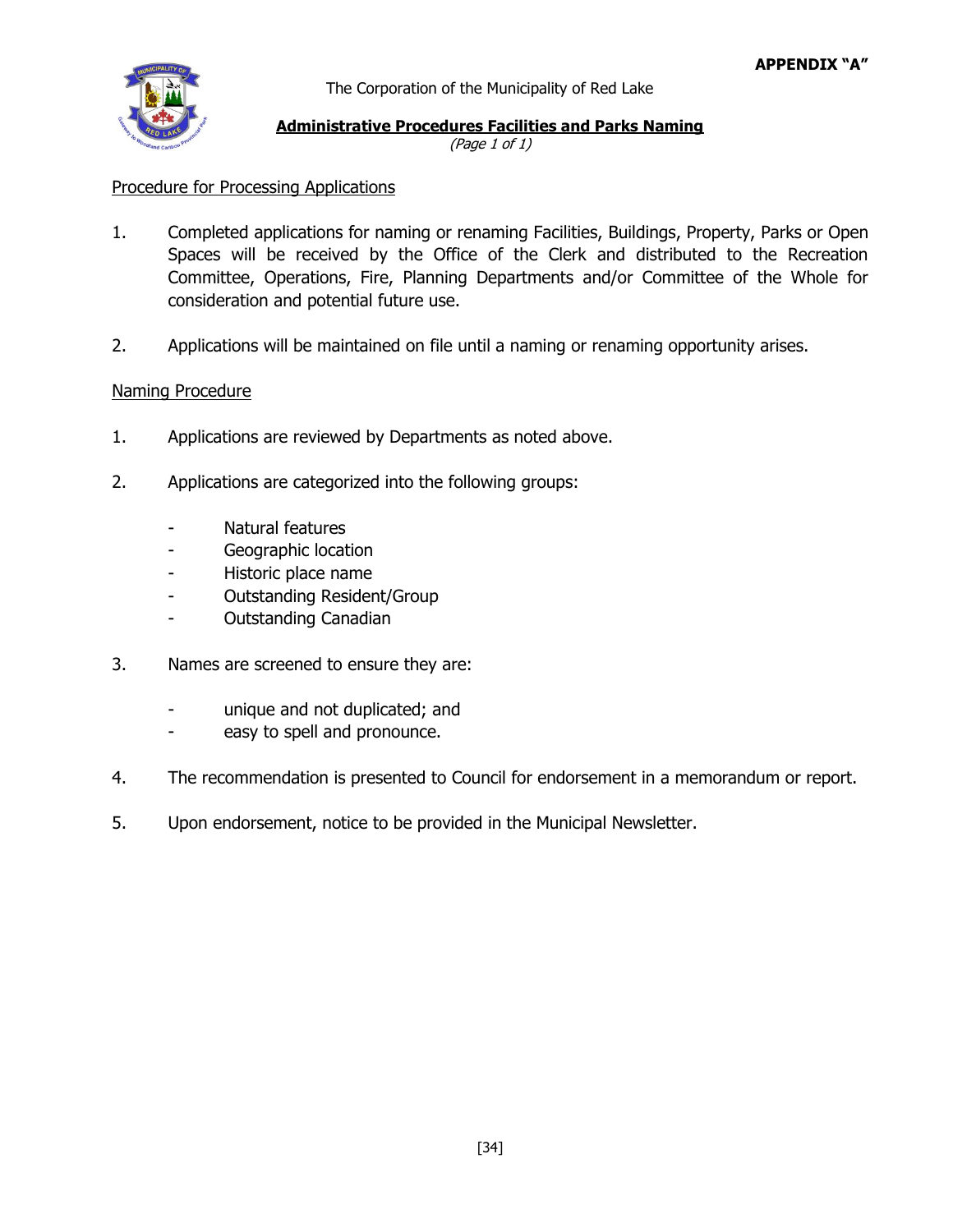**APPENDIX "A"**

The Corporation of the Municipality of Red Lake

**Administrative Procedures Facilities and Parks Naming**

*(Page 1 of 1)*

Procedure for Processing Applications

1. Completed applications for naming or renaming Facilities, Buildings, Property, Parks or Open Spaces will be received by the Office of the Clerk and distributed to the Recreation Committee, Operations, Fire, Planning Departments and/or Committee of the Whole for consideration and potential future use.

2. Applications will be maintained on file until a naming or renaming opportunity arises.

Naming Procedure

1. Applications are reviewed by Departments as noted above.

2. Applications are categorized into the following groups:

   - Natural features
   - Geographic location
   - Historic place name
   - Outstanding Resident/Group
   - Outstanding Canadian

3. Names are screened to ensure they are:

   - unique and not duplicated; and
   - easy to spell and pronounce.

4. The recommendation is presented to Council for endorsement in a memorandum or report.

5. Upon endorsement, notice to be provided in the Municipal Newsletter.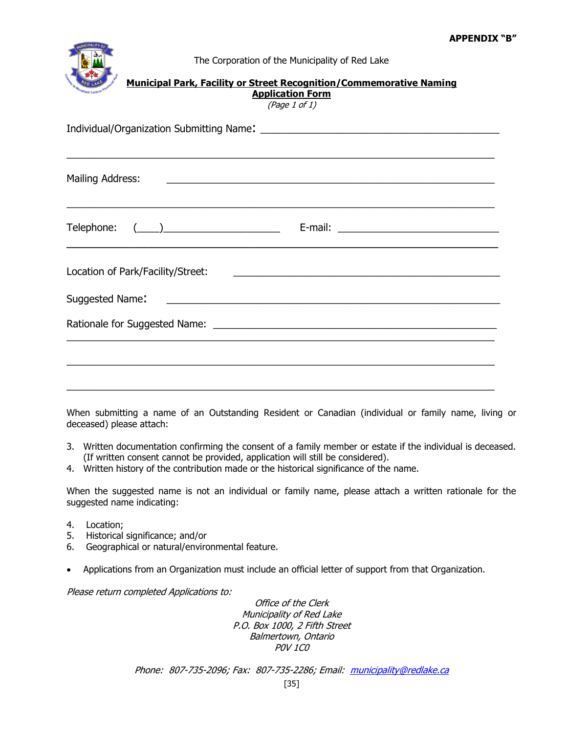APPENDIX "B"

The Corporation of the Municipality of Red Lake

## Municipal Park, Facility or Street Recognition/Commemorative Naming Application Form

*(Page 1 of 1)*

Individual/Organization Submitting Name: ________________________________________

________________________________________________________________________

Mailing Address: ________________________________________________________

________________________________________________________________________

Telephone: (____)____________________ E-mail: ___________________________

________________________________________________________________________

Location of Park/Facility/Street: ___________________________________________

Suggested Name: _________________________________________________________

Rationale for Suggested Name: _____________________________________________

________________________________________________________________________

________________________________________________________________________

________________________________________________________________________

When submitting a name of an Outstanding Resident or Canadian (individual or family name, living or deceased) please attach:

3. Written documentation confirming the consent of a family member or estate if the individual is deceased. (If written consent cannot be provided, application will still be considered).
4. Written history of the contribution made or the historical significance of the name.

When the suggested name is not an individual or family name, please attach a written rationale for the suggested name indicating:

4. Location;
5. Historical significance; and/or
6. Geographical or natural/environmental feature.

- Applications from an Organization must include an official letter of support from that Organization.

*Please return completed Applications to:*

*Office of the Clerk*
*Municipality of Red Lake*
*P.O. Box 1000, 2 Fifth Street*
*Balmertown, Ontario*
*P0V 1C0*

*Phone: 807-735-2096; Fax: 807-735-2286; Email: municipality@redlake.ca*